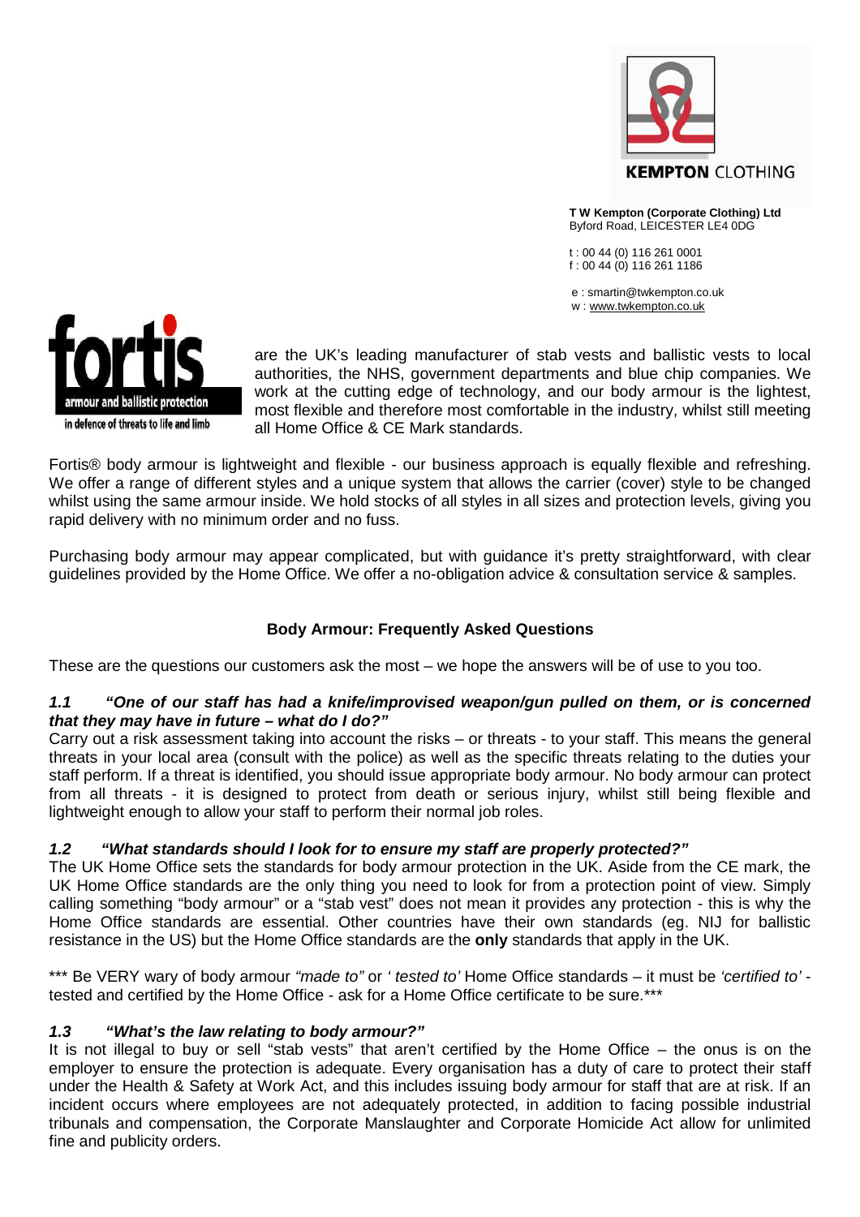**KEMPTON** CLOTHING

**T W Kempton (Corporate Clothing) Ltd**
Byford Road, LEICESTER LE4 0DG

t : 00 44 (0) 116 261 0001
f : 00 44 (0) 116 261 1186

e : smartin@twkempton.co.uk
w : www.twkempton.co.uk

**fortis** armour and ballistic protection — in defence of threats to life and limb

are the UK's leading manufacturer of stab vests and ballistic vests to local authorities, the NHS, government departments and blue chip companies. We work at the cutting edge of technology, and our body armour is the lightest, most flexible and therefore most comfortable in the industry, whilst still meeting all Home Office & CE Mark standards.

Fortis® body armour is lightweight and flexible - our business approach is equally flexible and refreshing. We offer a range of different styles and a unique system that allows the carrier (cover) style to be changed whilst using the same armour inside. We hold stocks of all styles in all sizes and protection levels, giving you rapid delivery with no minimum order and no fuss.

Purchasing body armour may appear complicated, but with guidance it's pretty straightforward, with clear guidelines provided by the Home Office. We offer a no-obligation advice & consultation service & samples.

## Body Armour: Frequently Asked Questions

These are the questions our customers ask the most – we hope the answers will be of use to you too.

### *1.1 "One of our staff has had a knife/improvised weapon/gun pulled on them, or is concerned that they may have in future – what do I do?"*

Carry out a risk assessment taking into account the risks – or threats - to your staff. This means the general threats in your local area (consult with the police) as well as the specific threats relating to the duties your staff perform. If a threat is identified, you should issue appropriate body armour. No body armour can protect from all threats - it is designed to protect from death or serious injury, whilst still being flexible and lightweight enough to allow your staff to perform their normal job roles.

### *1.2 "What standards should I look for to ensure my staff are properly protected?"*

The UK Home Office sets the standards for body armour protection in the UK. Aside from the CE mark, the UK Home Office standards are the only thing you need to look for from a protection point of view. Simply calling something "body armour" or a "stab vest" does not mean it provides any protection - this is why the Home Office standards are essential. Other countries have their own standards (eg. NIJ for ballistic resistance in the US) but the Home Office standards are the **only** standards that apply in the UK.

*** Be VERY wary of body armour *"made to"* or *' tested to'* Home Office standards – it must be *'certified to'* - tested and certified by the Home Office - ask for a Home Office certificate to be sure.***

### *1.3 "What's the law relating to body armour?"*

It is not illegal to buy or sell "stab vests" that aren't certified by the Home Office – the onus is on the employer to ensure the protection is adequate. Every organisation has a duty of care to protect their staff under the Health & Safety at Work Act, and this includes issuing body armour for staff that are at risk. If an incident occurs where employees are not adequately protected, in addition to facing possible industrial tribunals and compensation, the Corporate Manslaughter and Corporate Homicide Act allow for unlimited fine and publicity orders.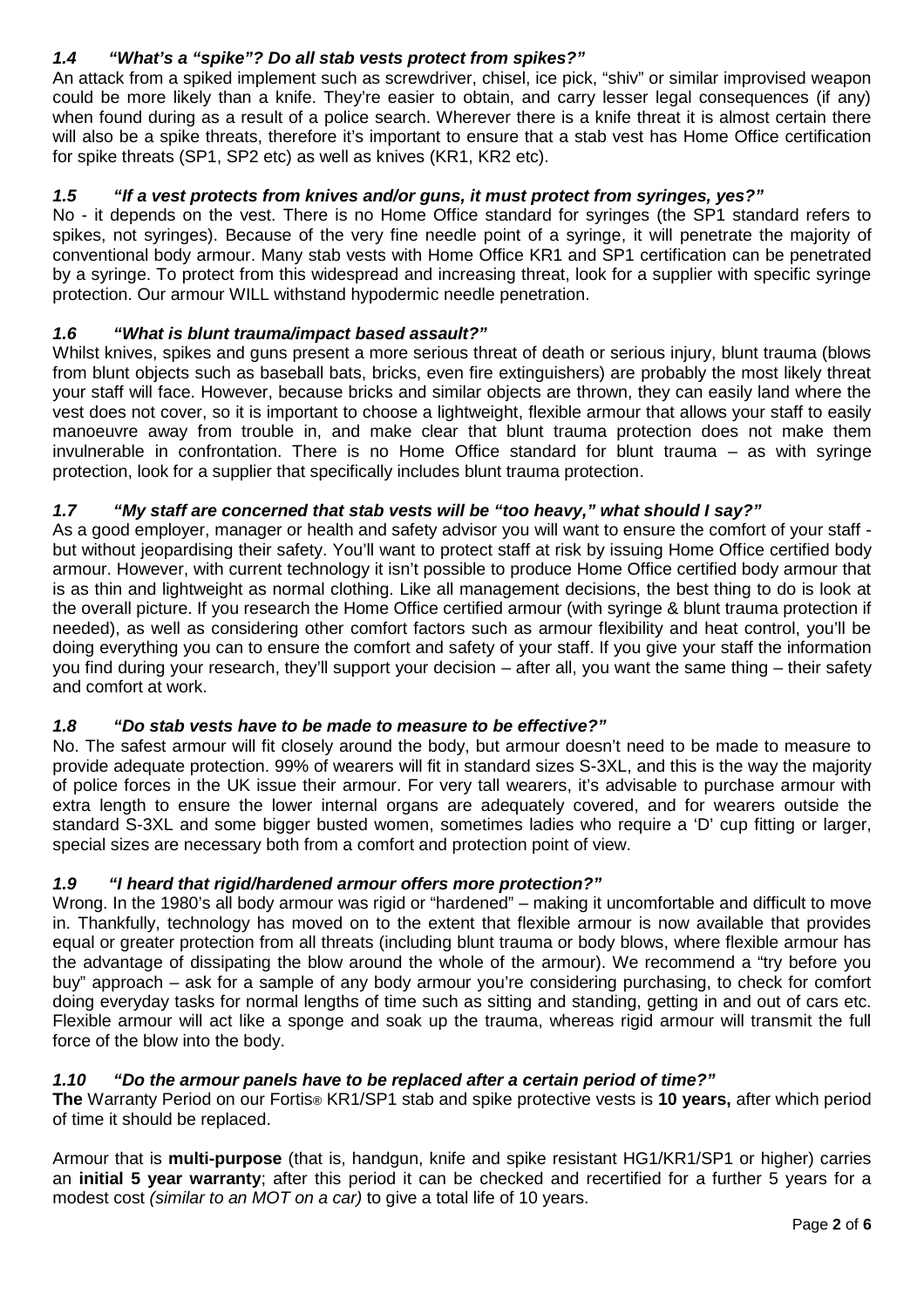### *1.4 "What's a "spike"? Do all stab vests protect from spikes?"*

An attack from a spiked implement such as screwdriver, chisel, ice pick, "shiv" or similar improvised weapon could be more likely than a knife. They're easier to obtain, and carry lesser legal consequences (if any) when found during as a result of a police search. Wherever there is a knife threat it is almost certain there will also be a spike threats, therefore it's important to ensure that a stab vest has Home Office certification for spike threats (SP1, SP2 etc) as well as knives (KR1, KR2 etc).

### *1.5 "If a vest protects from knives and/or guns, it must protect from syringes, yes?"*

No - it depends on the vest. There is no Home Office standard for syringes (the SP1 standard refers to spikes, not syringes). Because of the very fine needle point of a syringe, it will penetrate the majority of conventional body armour. Many stab vests with Home Office KR1 and SP1 certification can be penetrated by a syringe. To protect from this widespread and increasing threat, look for a supplier with specific syringe protection. Our armour WILL withstand hypodermic needle penetration.

### *1.6 "What is blunt trauma/impact based assault?"*

Whilst knives, spikes and guns present a more serious threat of death or serious injury, blunt trauma (blows from blunt objects such as baseball bats, bricks, even fire extinguishers) are probably the most likely threat your staff will face. However, because bricks and similar objects are thrown, they can easily land where the vest does not cover, so it is important to choose a lightweight, flexible armour that allows your staff to easily manoeuvre away from trouble in, and make clear that blunt trauma protection does not make them invulnerable in confrontation. There is no Home Office standard for blunt trauma – as with syringe protection, look for a supplier that specifically includes blunt trauma protection.

### *1.7 "My staff are concerned that stab vests will be "too heavy," what should I say?"*

As a good employer, manager or health and safety advisor you will want to ensure the comfort of your staff - but without jeopardising their safety. You'll want to protect staff at risk by issuing Home Office certified body armour. However, with current technology it isn't possible to produce Home Office certified body armour that is as thin and lightweight as normal clothing. Like all management decisions, the best thing to do is look at the overall picture. If you research the Home Office certified armour (with syringe & blunt trauma protection if needed), as well as considering other comfort factors such as armour flexibility and heat control, you'll be doing everything you can to ensure the comfort and safety of your staff. If you give your staff the information you find during your research, they'll support your decision – after all, you want the same thing – their safety and comfort at work.

### *1.8 "Do stab vests have to be made to measure to be effective?"*

No. The safest armour will fit closely around the body, but armour doesn't need to be made to measure to provide adequate protection. 99% of wearers will fit in standard sizes S-3XL, and this is the way the majority of police forces in the UK issue their armour. For very tall wearers, it's advisable to purchase armour with extra length to ensure the lower internal organs are adequately covered, and for wearers outside the standard S-3XL and some bigger busted women, sometimes ladies who require a 'D' cup fitting or larger, special sizes are necessary both from a comfort and protection point of view.

### *1.9 "I heard that rigid/hardened armour offers more protection?"*

Wrong. In the 1980's all body armour was rigid or "hardened" – making it uncomfortable and difficult to move in. Thankfully, technology has moved on to the extent that flexible armour is now available that provides equal or greater protection from all threats (including blunt trauma or body blows, where flexible armour has the advantage of dissipating the blow around the whole of the armour). We recommend a "try before you buy" approach – ask for a sample of any body armour you're considering purchasing, to check for comfort doing everyday tasks for normal lengths of time such as sitting and standing, getting in and out of cars etc. Flexible armour will act like a sponge and soak up the trauma, whereas rigid armour will transmit the full force of the blow into the body.

### *1.10 "Do the armour panels have to be replaced after a certain period of time?"*

**The** Warranty Period on our Fortis® KR1/SP1 stab and spike protective vests is **10 years,** after which period of time it should be replaced.

Armour that is **multi-purpose** (that is, handgun, knife and spike resistant HG1/KR1/SP1 or higher) carries an **initial 5 year warranty**; after this period it can be checked and recertified for a further 5 years for a modest cost *(similar to an MOT on a car)* to give a total life of 10 years.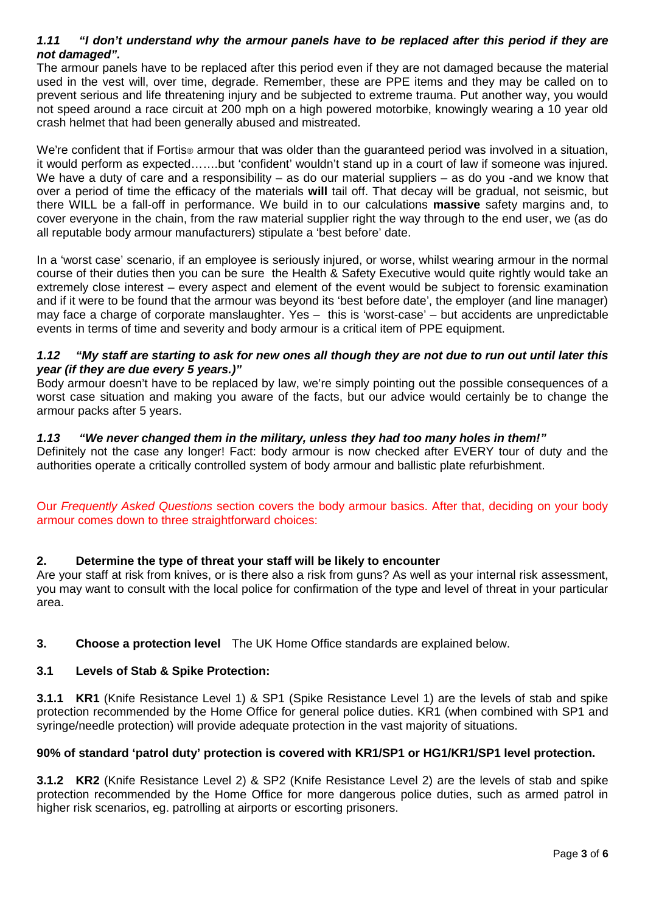### 1.11 *"I don't understand why the armour panels have to be replaced after this period if they are not damaged".*

The armour panels have to be replaced after this period even if they are not damaged because the material used in the vest will, over time, degrade. Remember, these are PPE items and they may be called on to prevent serious and life threatening injury and be subjected to extreme trauma. Put another way, you would not speed around a race circuit at 200 mph on a high powered motorbike, knowingly wearing a 10 year old crash helmet that had been generally abused and mistreated.

We're confident that if Fortis® armour that was older than the guaranteed period was involved in a situation, it would perform as expected…….but 'confident' wouldn't stand up in a court of law if someone was injured. We have a duty of care and a responsibility – as do our material suppliers – as do you -and we know that over a period of time the efficacy of the materials **will** tail off. That decay will be gradual, not seismic, but there WILL be a fall-off in performance. We build in to our calculations **massive** safety margins and, to cover everyone in the chain, from the raw material supplier right the way through to the end user, we (as do all reputable body armour manufacturers) stipulate a 'best before' date.

In a 'worst case' scenario, if an employee is seriously injured, or worse, whilst wearing armour in the normal course of their duties then you can be sure the Health & Safety Executive would quite rightly would take an extremely close interest – every aspect and element of the event would be subject to forensic examination and if it were to be found that the armour was beyond its 'best before date', the employer (and line manager) may face a charge of corporate manslaughter. Yes – this is 'worst-case' – but accidents are unpredictable events in terms of time and severity and body armour is a critical item of PPE equipment.

### 1.12 *"My staff are starting to ask for new ones all though they are not due to run out until later this year (if they are due every 5 years.)"*

Body armour doesn't have to be replaced by law, we're simply pointing out the possible consequences of a worst case situation and making you aware of the facts, but our advice would certainly be to change the armour packs after 5 years.

### 1.13 *"We never changed them in the military, unless they had too many holes in them!"*

Definitely not the case any longer! Fact: body armour is now checked after EVERY tour of duty and the authorities operate a critically controlled system of body armour and ballistic plate refurbishment.

Our *Frequently Asked Questions* section covers the body armour basics. After that, deciding on your body armour comes down to three straightforward choices:

## 2. Determine the type of threat your staff will be likely to encounter

Are your staff at risk from knives, or is there also a risk from guns? As well as your internal risk assessment, you may want to consult with the local police for confirmation of the type and level of threat in your particular area.

## 3. Choose a protection level

The UK Home Office standards are explained below.

### 3.1 Levels of Stab & Spike Protection:

**3.1.1 KR1** (Knife Resistance Level 1) & SP1 (Spike Resistance Level 1) are the levels of stab and spike protection recommended by the Home Office for general police duties. KR1 (when combined with SP1 and syringe/needle protection) will provide adequate protection in the vast majority of situations.

**90% of standard 'patrol duty' protection is covered with KR1/SP1 or HG1/KR1/SP1 level protection.**

**3.1.2 KR2** (Knife Resistance Level 2) & SP2 (Knife Resistance Level 2) are the levels of stab and spike protection recommended by the Home Office for more dangerous police duties, such as armed patrol in higher risk scenarios, eg. patrolling at airports or escorting prisoners.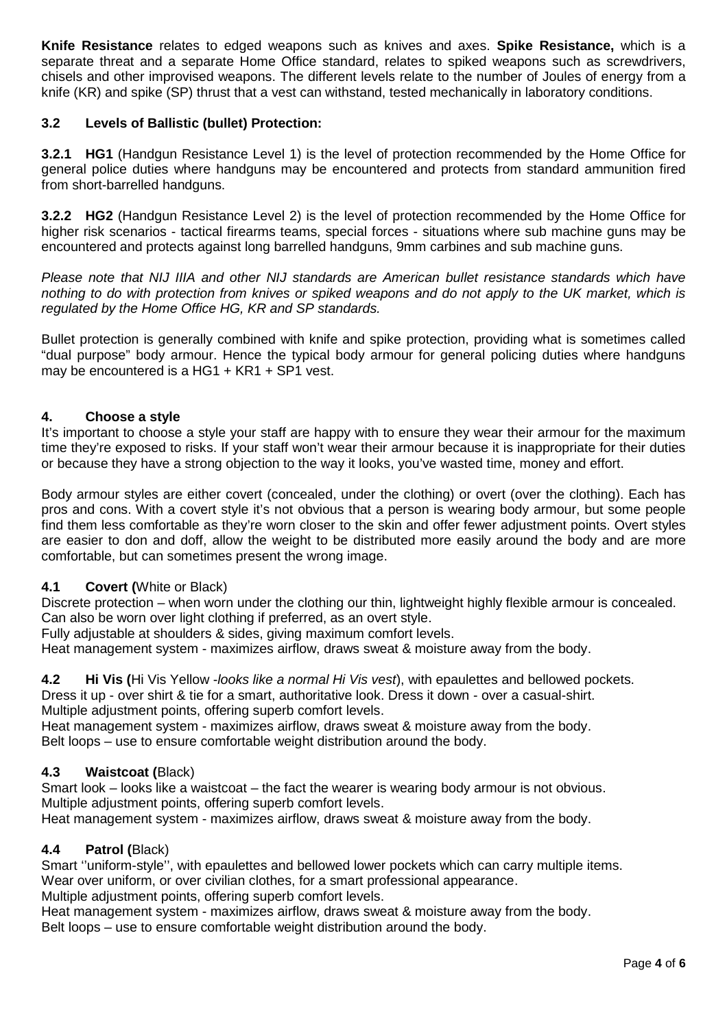**Knife Resistance** relates to edged weapons such as knives and axes. **Spike Resistance,** which is a separate threat and a separate Home Office standard, relates to spiked weapons such as screwdrivers, chisels and other improvised weapons. The different levels relate to the number of Joules of energy from a knife (KR) and spike (SP) thrust that a vest can withstand, tested mechanically in laboratory conditions.

### 3.2 Levels of Ballistic (bullet) Protection:

**3.2.1 HG1** (Handgun Resistance Level 1) is the level of protection recommended by the Home Office for general police duties where handguns may be encountered and protects from standard ammunition fired from short-barrelled handguns.

**3.2.2 HG2** (Handgun Resistance Level 2) is the level of protection recommended by the Home Office for higher risk scenarios - tactical firearms teams, special forces - situations where sub machine guns may be encountered and protects against long barrelled handguns, 9mm carbines and sub machine guns.

*Please note that NIJ IIIA and other NIJ standards are American bullet resistance standards which have nothing to do with protection from knives or spiked weapons and do not apply to the UK market, which is regulated by the Home Office HG, KR and SP standards.*

Bullet protection is generally combined with knife and spike protection, providing what is sometimes called "dual purpose" body armour. Hence the typical body armour for general policing duties where handguns may be encountered is a HG1 + KR1 + SP1 vest.

## 4. Choose a style

It's important to choose a style your staff are happy with to ensure they wear their armour for the maximum time they're exposed to risks. If your staff won't wear their armour because it is inappropriate for their duties or because they have a strong objection to the way it looks, you've wasted time, money and effort.

Body armour styles are either covert (concealed, under the clothing) or overt (over the clothing). Each has pros and cons. With a covert style it's not obvious that a person is wearing body armour, but some people find them less comfortable as they're worn closer to the skin and offer fewer adjustment points. Overt styles are easier to don and doff, allow the weight to be distributed more easily around the body and are more comfortable, but can sometimes present the wrong image.

### 4.1 Covert (White or Black)

Discrete protection – when worn under the clothing our thin, lightweight highly flexible armour is concealed. Can also be worn over light clothing if preferred, as an overt style.
Fully adjustable at shoulders & sides, giving maximum comfort levels.
Heat management system - maximizes airflow, draws sweat & moisture away from the body.

### 4.2 Hi Vis (Hi Vis Yellow -*looks like a normal Hi Vis vest*), with epaulettes and bellowed pockets.

Dress it up - over shirt & tie for a smart, authoritative look. Dress it down - over a casual-shirt.
Multiple adjustment points, offering superb comfort levels.
Heat management system - maximizes airflow, draws sweat & moisture away from the body.
Belt loops – use to ensure comfortable weight distribution around the body.

### 4.3 Waistcoat (Black)

Smart look – looks like a waistcoat – the fact the wearer is wearing body armour is not obvious.
Multiple adjustment points, offering superb comfort levels.
Heat management system - maximizes airflow, draws sweat & moisture away from the body.

### 4.4 Patrol (Black)

Smart ''uniform-style'', with epaulettes and bellowed lower pockets which can carry multiple items.
Wear over uniform, or over civilian clothes, for a smart professional appearance.
Multiple adjustment points, offering superb comfort levels.
Heat management system - maximizes airflow, draws sweat & moisture away from the body.
Belt loops – use to ensure comfortable weight distribution around the body.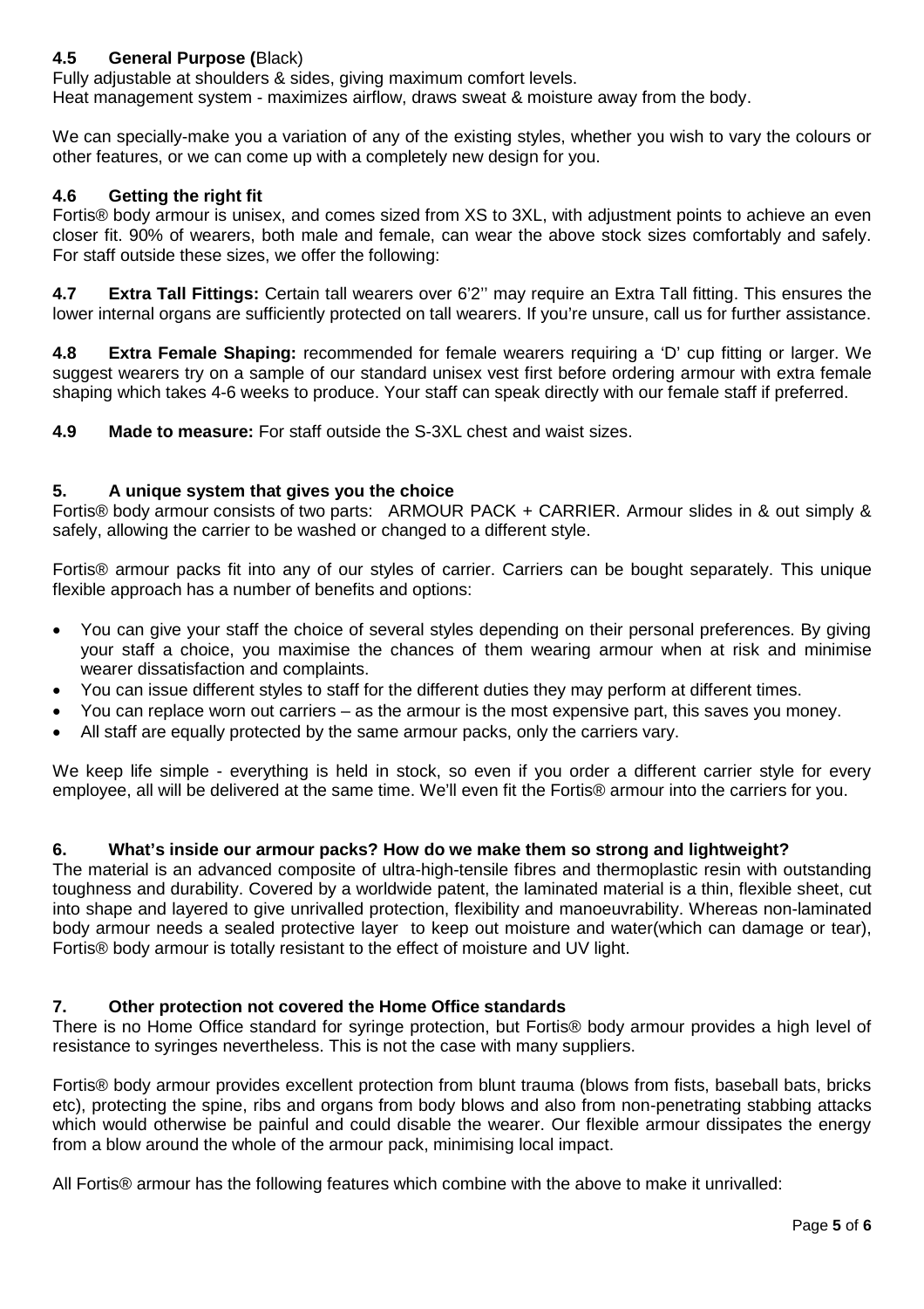### 4.5 General Purpose (Black)

Fully adjustable at shoulders & sides, giving maximum comfort levels.
Heat management system - maximizes airflow, draws sweat & moisture away from the body.

We can specially-make you a variation of any of the existing styles, whether you wish to vary the colours or other features, or we can come up with a completely new design for you.

### 4.6 Getting the right fit

Fortis® body armour is unisex, and comes sized from XS to 3XL, with adjustment points to achieve an even closer fit. 90% of wearers, both male and female, can wear the above stock sizes comfortably and safely. For staff outside these sizes, we offer the following:

**4.7 Extra Tall Fittings:** Certain tall wearers over 6'2'' may require an Extra Tall fitting. This ensures the lower internal organs are sufficiently protected on tall wearers. If you're unsure, call us for further assistance.

**4.8 Extra Female Shaping:** recommended for female wearers requiring a 'D' cup fitting or larger. We suggest wearers try on a sample of our standard unisex vest first before ordering armour with extra female shaping which takes 4-6 weeks to produce. Your staff can speak directly with our female staff if preferred.

**4.9 Made to measure:** For staff outside the S-3XL chest and waist sizes.

## 5. A unique system that gives you the choice

Fortis® body armour consists of two parts: ARMOUR PACK + CARRIER. Armour slides in & out simply & safely, allowing the carrier to be washed or changed to a different style.

Fortis® armour packs fit into any of our styles of carrier. Carriers can be bought separately. This unique flexible approach has a number of benefits and options:

- You can give your staff the choice of several styles depending on their personal preferences. By giving your staff a choice, you maximise the chances of them wearing armour when at risk and minimise wearer dissatisfaction and complaints.
- You can issue different styles to staff for the different duties they may perform at different times.
- You can replace worn out carriers – as the armour is the most expensive part, this saves you money.
- All staff are equally protected by the same armour packs, only the carriers vary.

We keep life simple - everything is held in stock, so even if you order a different carrier style for every employee, all will be delivered at the same time. We'll even fit the Fortis® armour into the carriers for you.

## 6. What's inside our armour packs? How do we make them so strong and lightweight?

The material is an advanced composite of ultra-high-tensile fibres and thermoplastic resin with outstanding toughness and durability. Covered by a worldwide patent, the laminated material is a thin, flexible sheet, cut into shape and layered to give unrivalled protection, flexibility and manoeuvrability. Whereas non-laminated body armour needs a sealed protective layer to keep out moisture and water(which can damage or tear), Fortis® body armour is totally resistant to the effect of moisture and UV light.

## 7. Other protection not covered the Home Office standards

There is no Home Office standard for syringe protection, but Fortis® body armour provides a high level of resistance to syringes nevertheless. This is not the case with many suppliers.

Fortis® body armour provides excellent protection from blunt trauma (blows from fists, baseball bats, bricks etc), protecting the spine, ribs and organs from body blows and also from non-penetrating stabbing attacks which would otherwise be painful and could disable the wearer. Our flexible armour dissipates the energy from a blow around the whole of the armour pack, minimising local impact.

All Fortis® armour has the following features which combine with the above to make it unrivalled: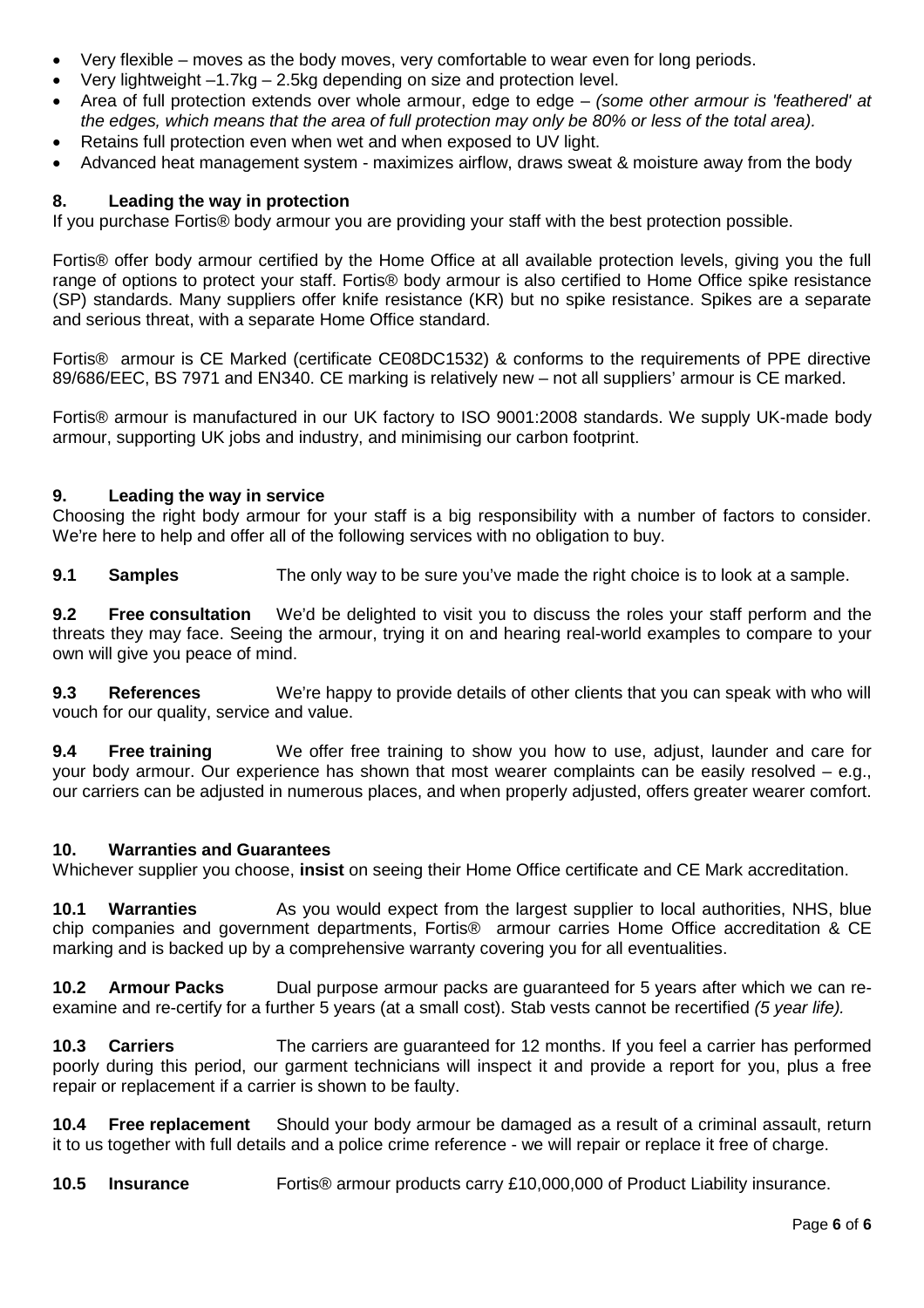- Very flexible – moves as the body moves, very comfortable to wear even for long periods.
- Very lightweight –1.7kg – 2.5kg depending on size and protection level.
- Area of full protection extends over whole armour, edge to edge – *(some other armour is 'feathered' at the edges, which means that the area of full protection may only be 80% or less of the total area).*
- Retains full protection even when wet and when exposed to UV light.
- Advanced heat management system - maximizes airflow, draws sweat & moisture away from the body

## 8. Leading the way in protection

If you purchase Fortis® body armour you are providing your staff with the best protection possible.

Fortis® offer body armour certified by the Home Office at all available protection levels, giving you the full range of options to protect your staff. Fortis® body armour is also certified to Home Office spike resistance (SP) standards. Many suppliers offer knife resistance (KR) but no spike resistance. Spikes are a separate and serious threat, with a separate Home Office standard.

Fortis® armour is CE Marked (certificate CE08DC1532) & conforms to the requirements of PPE directive 89/686/EEC, BS 7971 and EN340. CE marking is relatively new – not all suppliers' armour is CE marked.

Fortis® armour is manufactured in our UK factory to ISO 9001:2008 standards. We supply UK-made body armour, supporting UK jobs and industry, and minimising our carbon footprint.

## 9. Leading the way in service

Choosing the right body armour for your staff is a big responsibility with a number of factors to consider. We're here to help and offer all of the following services with no obligation to buy.

**9.1 Samples** The only way to be sure you've made the right choice is to look at a sample.

**9.2 Free consultation** We'd be delighted to visit you to discuss the roles your staff perform and the threats they may face. Seeing the armour, trying it on and hearing real-world examples to compare to your own will give you peace of mind.

**9.3 References** We're happy to provide details of other clients that you can speak with who will vouch for our quality, service and value.

**9.4 Free training** We offer free training to show you how to use, adjust, launder and care for your body armour. Our experience has shown that most wearer complaints can be easily resolved – e.g., our carriers can be adjusted in numerous places, and when properly adjusted, offers greater wearer comfort.

## 10. Warranties and Guarantees

Whichever supplier you choose, **insist** on seeing their Home Office certificate and CE Mark accreditation.

**10.1 Warranties** As you would expect from the largest supplier to local authorities, NHS, blue chip companies and government departments, Fortis® armour carries Home Office accreditation & CE marking and is backed up by a comprehensive warranty covering you for all eventualities.

**10.2 Armour Packs** Dual purpose armour packs are guaranteed for 5 years after which we can re-examine and re-certify for a further 5 years (at a small cost). Stab vests cannot be recertified *(5 year life).*

**10.3 Carriers** The carriers are guaranteed for 12 months. If you feel a carrier has performed poorly during this period, our garment technicians will inspect it and provide a report for you, plus a free repair or replacement if a carrier is shown to be faulty.

**10.4 Free replacement** Should your body armour be damaged as a result of a criminal assault, return it to us together with full details and a police crime reference - we will repair or replace it free of charge.

**10.5 Insurance** Fortis® armour products carry £10,000,000 of Product Liability insurance.